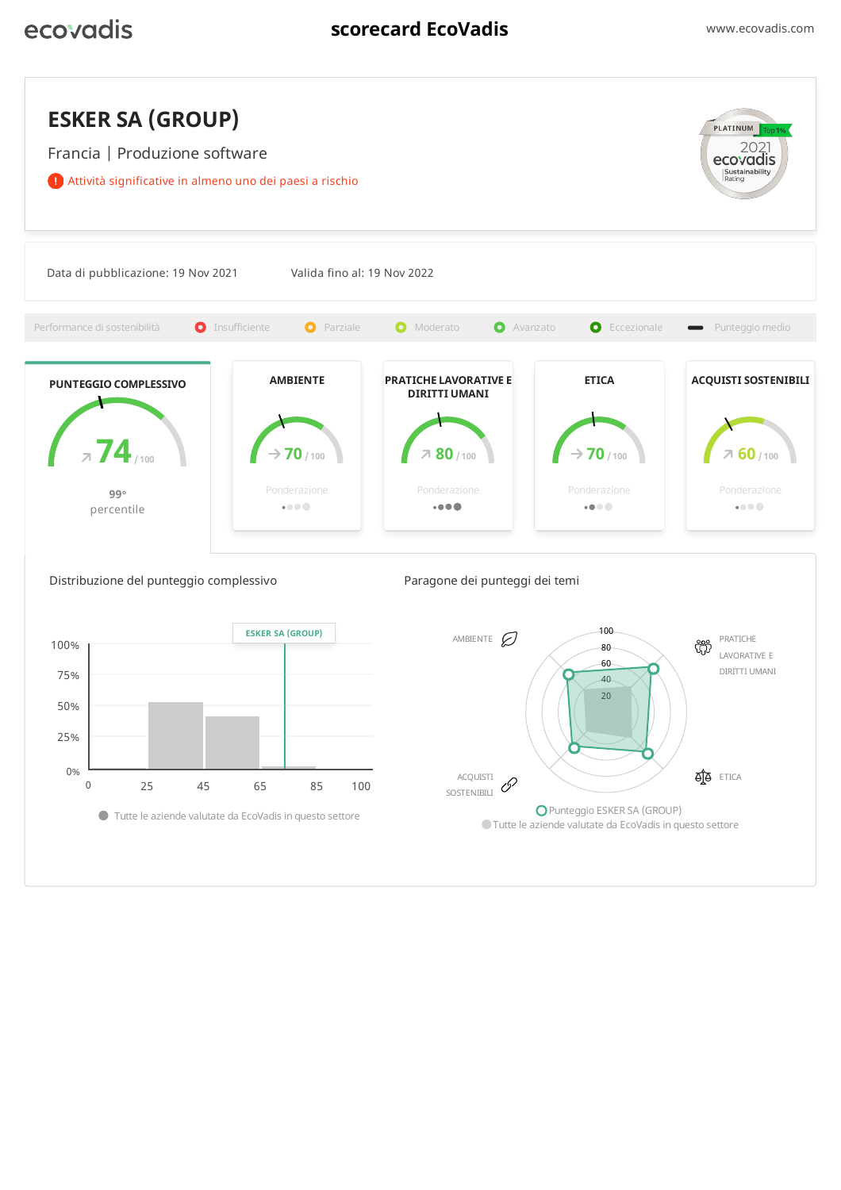ecovadis

# scorecard EcoVadis

www.ecovadis.com

## ESKER SA (GROUP)

Francia | Produzione software

! Attività significative in almeno uno dei paesi a rischio

PLATINUM Top 1% 2021 ecovadis Sustainability Rating

Data di pubblicazione: 19 Nov 2021 Valida fino al: 19 Nov 2022

Performance di sostenibilità: Insufficiente | Parziale | Moderato | Avanzato | Eccezionale | Punteggio medio

| PUNTEGGIO COMPLESSIVO | AMBIENTE | PRATICHE LAVORATIVE E DIRITTI UMANI | ETICA | ACQUISTI SOSTENIBILI |
|---|---|---|---|---|
| 74 / 100 | 70 / 100 | 80 / 100 | 70 / 100 | 60 / 100 |
| 99° percentile | Ponderazione | Ponderazione | Ponderazione | Ponderazione |

### Distribuzione del punteggio complessivo

ESKER SA (GROUP)

100%, 75%, 50%, 25%, 0%

0, 25, 45, 65, 85, 100

Tutte le aziende valutate da EcoVadis in questo settore

### Paragone dei punteggi dei temi

AMBIENTE, PRATICHE LAVORATIVE E DIRITTI UMANI, ETICA, ACQUISTI SOSTENIBILI

100, 80, 60, 40, 20

Punteggio ESKER SA (GROUP)

Tutte le aziende valutate da EcoVadis in questo settore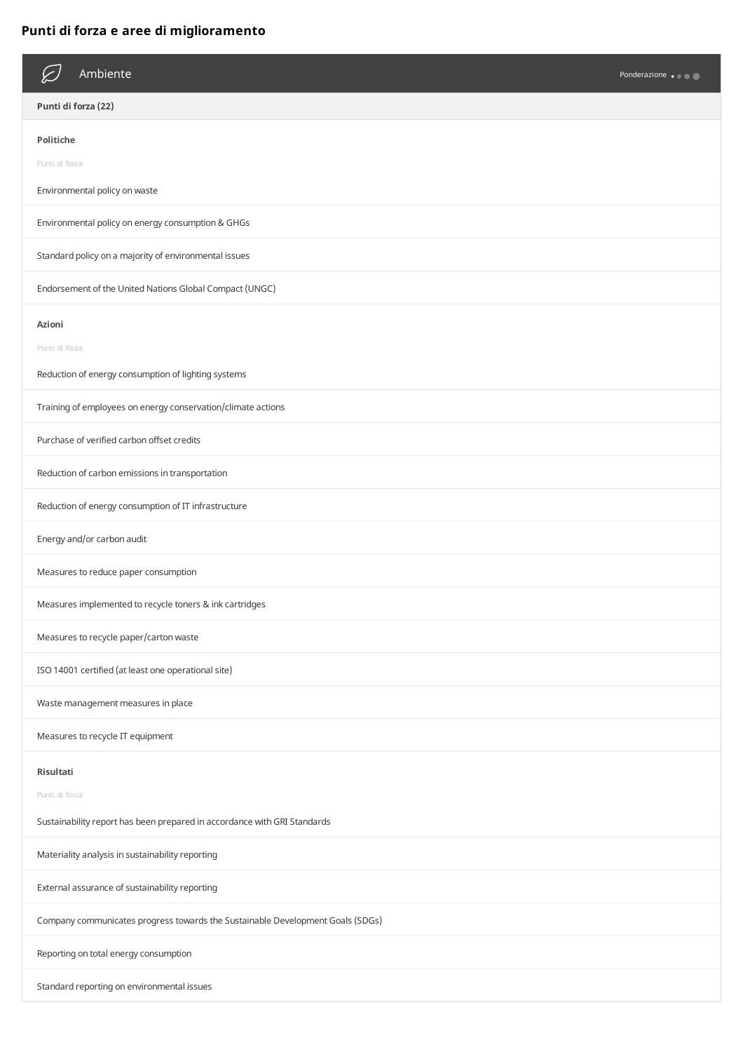## Punti di forza e aree di miglioramento

### Ambiente

Ponderazione

#### Punti di forza (22)

**Politiche**

Punti di forza

- Environmental policy on waste
- Environmental policy on energy consumption & GHGs
- Standard policy on a majority of environmental issues
- Endorsement of the United Nations Global Compact (UNGC)

**Azioni**

Punti di forza

- Reduction of energy consumption of lighting systems
- Training of employees on energy conservation/climate actions
- Purchase of verified carbon offset credits
- Reduction of carbon emissions in transportation
- Reduction of energy consumption of IT infrastructure
- Energy and/or carbon audit
- Measures to reduce paper consumption
- Measures implemented to recycle toners & ink cartridges
- Measures to recycle paper/carton waste
- ISO 14001 certified (at least one operational site)
- Waste management measures in place
- Measures to recycle IT equipment

**Risultati**

Punti di forza

- Sustainability report has been prepared in accordance with GRI Standards
- Materiality analysis in sustainability reporting
- External assurance of sustainability reporting
- Company communicates progress towards the Sustainable Development Goals (SDGs)
- Reporting on total energy consumption
- Standard reporting on environmental issues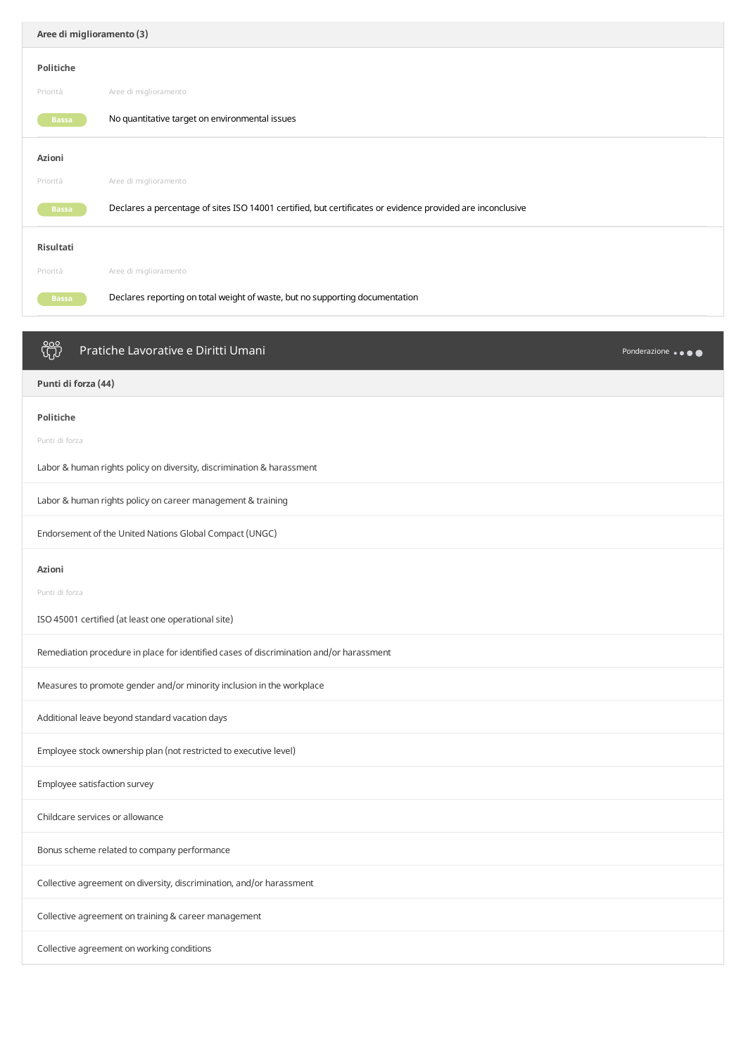### Aree di miglioramento (3)

#### Politiche

| Priorità | Aree di miglioramento |
| --- | --- |
| Bassa | No quantitative target on environmental issues |

#### Azioni

| Priorità | Aree di miglioramento |
| --- | --- |
| Bassa | Declares a percentage of sites ISO 14001 certified, but certificates or evidence provided are inconclusive |

#### Risultati

| Priorità | Aree di miglioramento |
| --- | --- |
| Bassa | Declares reporting on total weight of waste, but no supporting documentation |

## Pratiche Lavorative e Diritti Umani

Ponderazione

### Punti di forza (44)

#### Politiche

| Punti di forza |
| --- |
| Labor & human rights policy on diversity, discrimination & harassment |
| Labor & human rights policy on career management & training |
| Endorsement of the United Nations Global Compact (UNGC) |

#### Azioni

| Punti di forza |
| --- |
| ISO 45001 certified (at least one operational site) |
| Remediation procedure in place for identified cases of discrimination and/or harassment |
| Measures to promote gender and/or minority inclusion in the workplace |
| Additional leave beyond standard vacation days |
| Employee stock ownership plan (not restricted to executive level) |
| Employee satisfaction survey |
| Childcare services or allowance |
| Bonus scheme related to company performance |
| Collective agreement on diversity, discrimination, and/or harassment |
| Collective agreement on training & career management |
| Collective agreement on working conditions |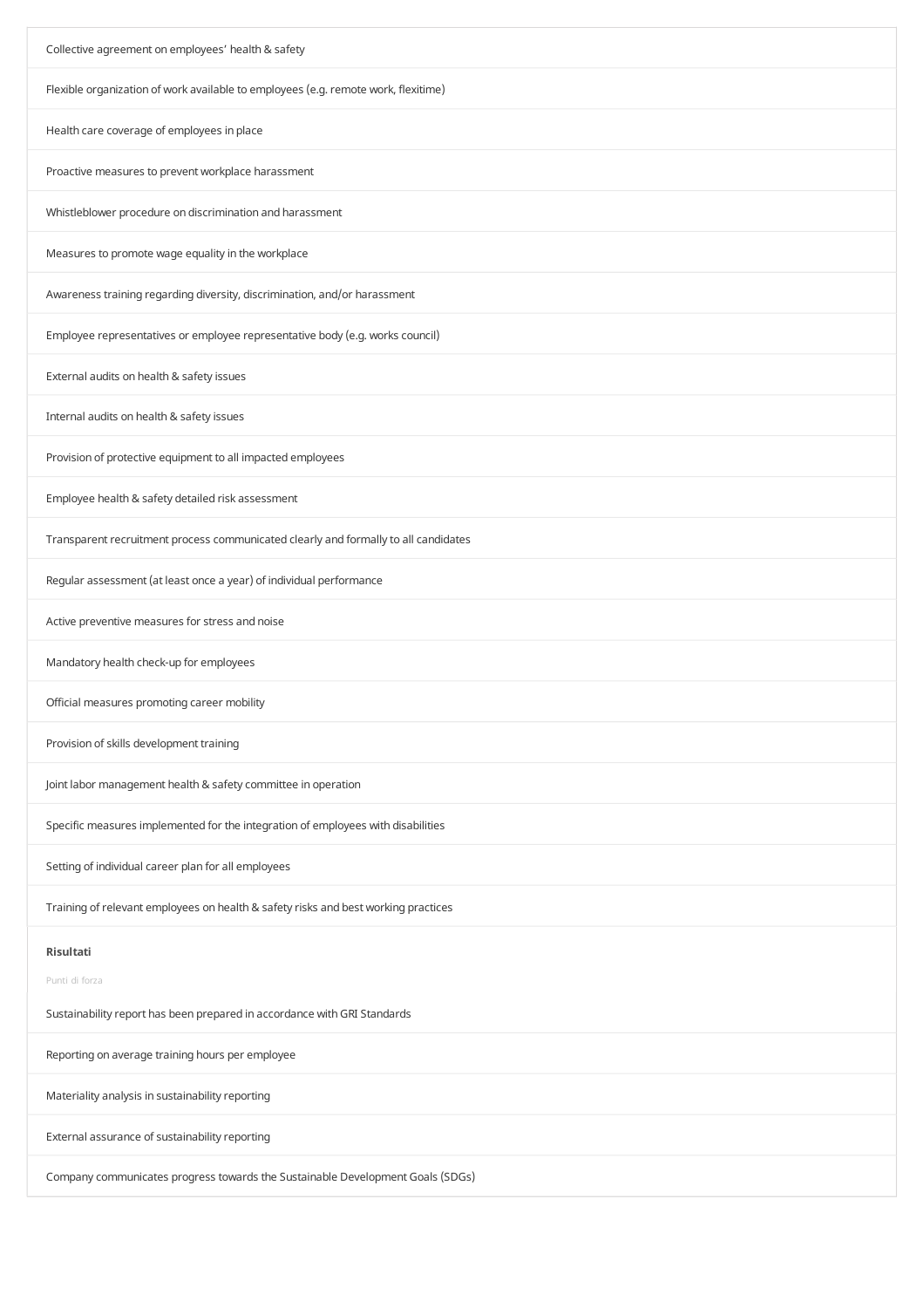Collective agreement on employees' health & safety

Flexible organization of work available to employees (e.g. remote work, flexitime)

Health care coverage of employees in place

Proactive measures to prevent workplace harassment

Whistleblower procedure on discrimination and harassment

Measures to promote wage equality in the workplace

Awareness training regarding diversity, discrimination, and/or harassment

Employee representatives or employee representative body (e.g. works council)

External audits on health & safety issues

Internal audits on health & safety issues

Provision of protective equipment to all impacted employees

Employee health & safety detailed risk assessment

Transparent recruitment process communicated clearly and formally to all candidates

Regular assessment (at least once a year) of individual performance

Active preventive measures for stress and noise

Mandatory health check-up for employees

Official measures promoting career mobility

Provision of skills development training

Joint labor management health & safety committee in operation

Specific measures implemented for the integration of employees with disabilities

Setting of individual career plan for all employees

Training of relevant employees on health & safety risks and best working practices

**Risultati**

Punti di forza

Sustainability report has been prepared in accordance with GRI Standards

Reporting on average training hours per employee

Materiality analysis in sustainability reporting

External assurance of sustainability reporting

Company communicates progress towards the Sustainable Development Goals (SDGs)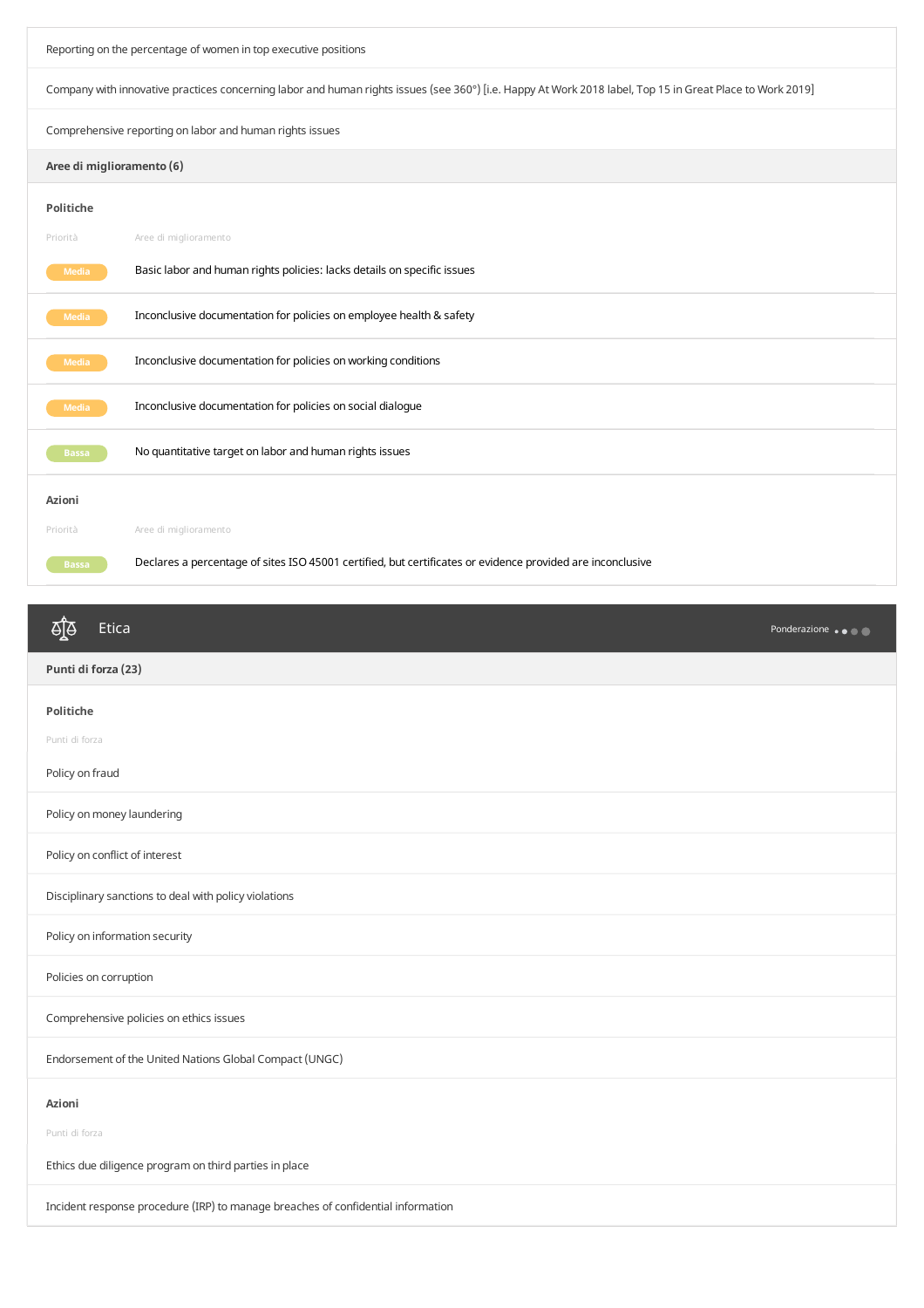Reporting on the percentage of women in top executive positions

Company with innovative practices concerning labor and human rights issues (see 360°) [i.e. Happy At Work 2018 label, Top 15 in Great Place to Work 2019]

Comprehensive reporting on labor and human rights issues

### Aree di miglioramento (6)

#### Politiche

| Priorità | Aree di miglioramento |
| --- | --- |
| Media | Basic labor and human rights policies: lacks details on specific issues |
| Media | Inconclusive documentation for policies on employee health & safety |
| Media | Inconclusive documentation for policies on working conditions |
| Media | Inconclusive documentation for policies on social dialogue |
| Bassa | No quantitative target on labor and human rights issues |

#### Azioni

| Priorità | Aree di miglioramento |
| --- | --- |
| Bassa | Declares a percentage of sites ISO 45001 certified, but certificates or evidence provided are inconclusive |

## Etica

Ponderazione

### Punti di forza (23)

#### Politiche

Punti di forza

Policy on fraud

Policy on money laundering

Policy on conflict of interest

Disciplinary sanctions to deal with policy violations

Policy on information security

Policies on corruption

Comprehensive policies on ethics issues

Endorsement of the United Nations Global Compact (UNGC)

#### Azioni

Punti di forza

Ethics due diligence program on third parties in place

Incident response procedure (IRP) to manage breaches of confidential information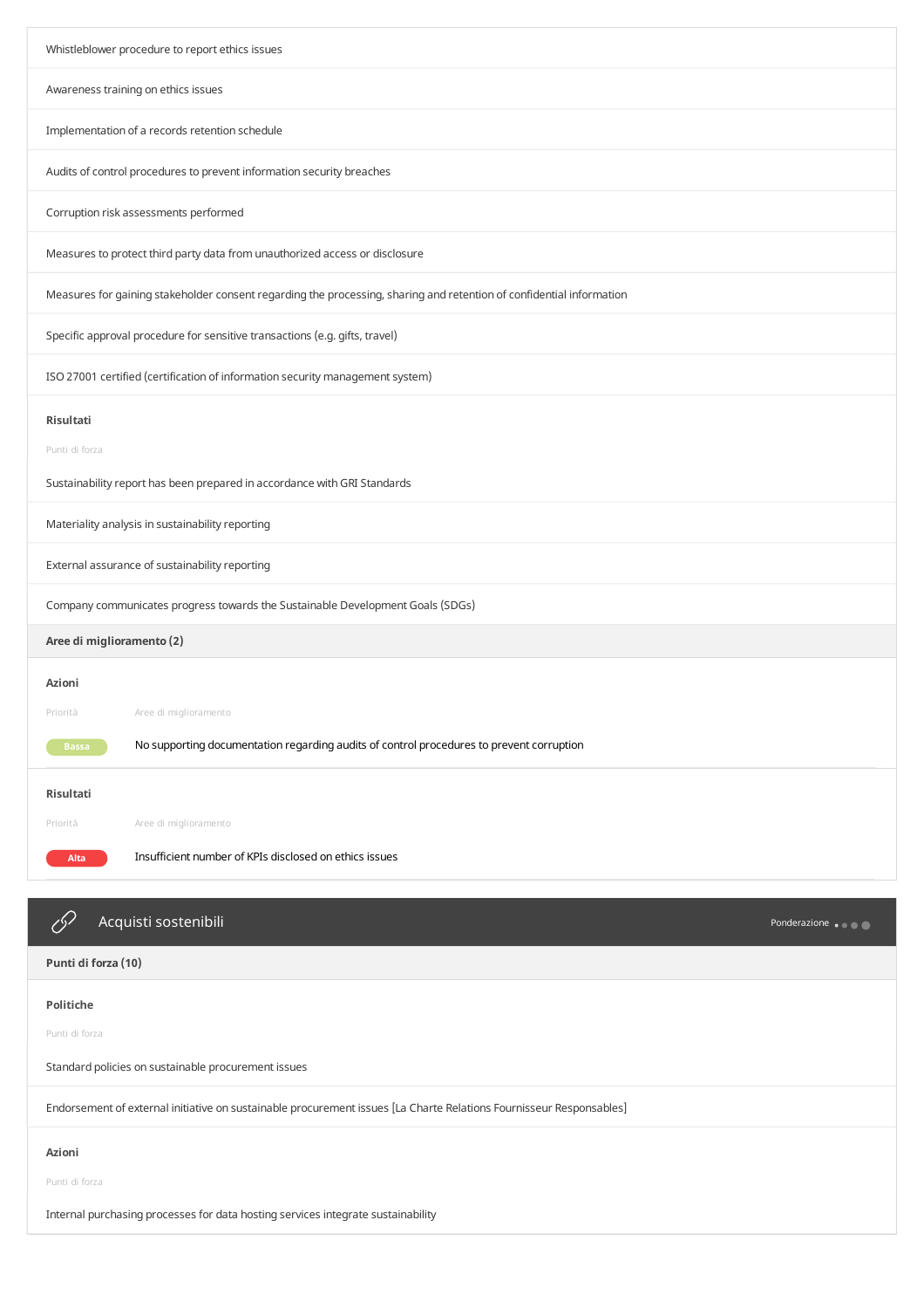Whistleblower procedure to report ethics issues

Awareness training on ethics issues

Implementation of a records retention schedule

Audits of control procedures to prevent information security breaches

Corruption risk assessments performed

Measures to protect third party data from unauthorized access or disclosure

Measures for gaining stakeholder consent regarding the processing, sharing and retention of confidential information

Specific approval procedure for sensitive transactions (e.g. gifts, travel)

ISO 27001 certified (certification of information security management system)

**Risultati**

Punti di forza

Sustainability report has been prepared in accordance with GRI Standards

Materiality analysis in sustainability reporting

External assurance of sustainability reporting

Company communicates progress towards the Sustainable Development Goals (SDGs)

**Aree di miglioramento (2)**

**Azioni**

| Priorità | Aree di miglioramento |
|---|---|
| Bassa | No supporting documentation regarding audits of control procedures to prevent corruption |

**Risultati**

| Priorità | Aree di miglioramento |
|---|---|
| Alta | Insufficient number of KPIs disclosed on ethics issues |

## Acquisti sostenibili

Ponderazione

**Punti di forza (10)**

**Politiche**

Punti di forza

Standard policies on sustainable procurement issues

Endorsement of external initiative on sustainable procurement issues [La Charte Relations Fournisseur Responsables]

**Azioni**

Punti di forza

Internal purchasing processes for data hosting services integrate sustainability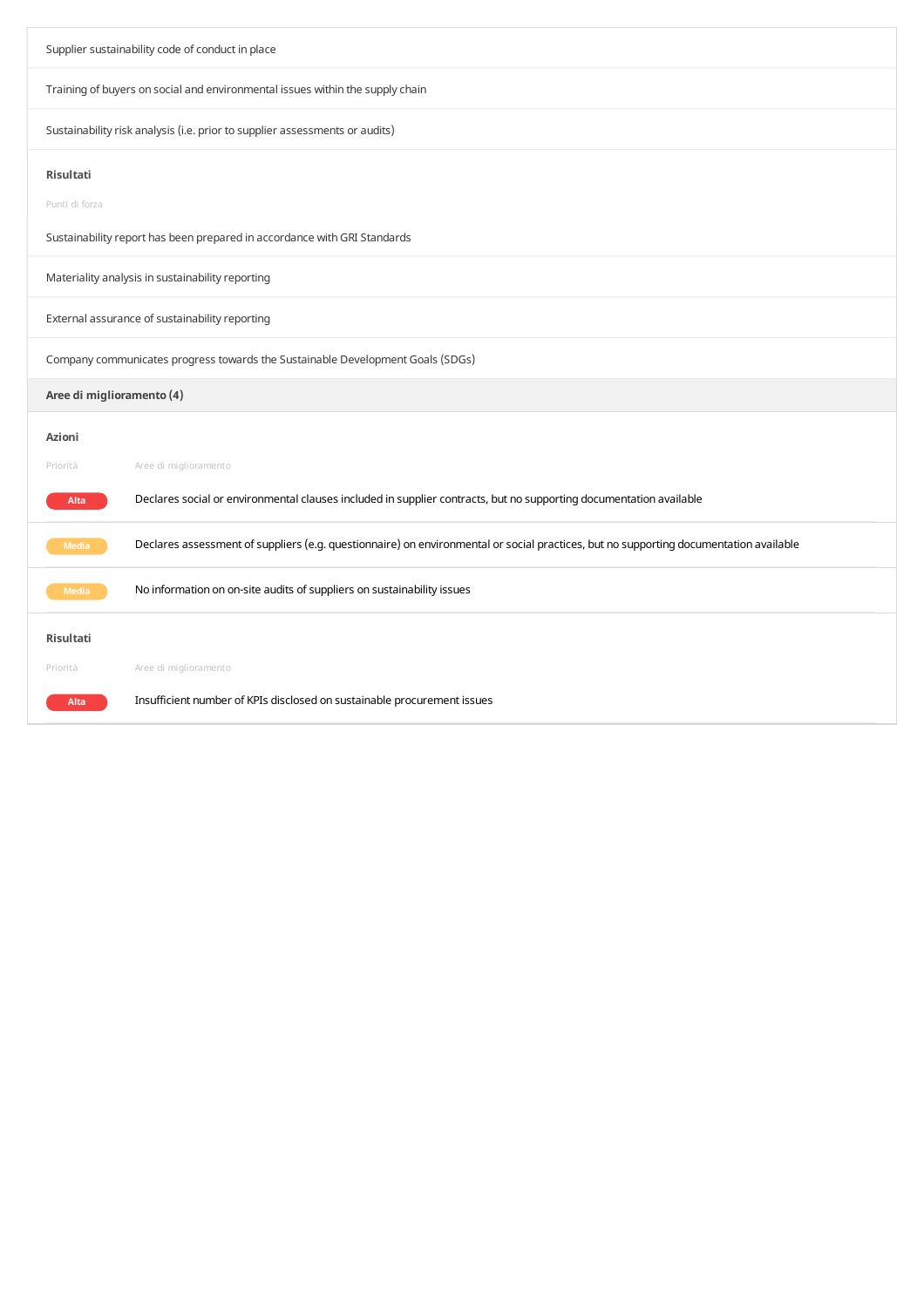Supplier sustainability code of conduct in place

Training of buyers on social and environmental issues within the supply chain

Sustainability risk analysis (i.e. prior to supplier assessments or audits)

**Risultati**

Punti di forza

Sustainability report has been prepared in accordance with GRI Standards

Materiality analysis in sustainability reporting

External assurance of sustainability reporting

Company communicates progress towards the Sustainable Development Goals (SDGs)

**Aree di miglioramento (4)**

**Azioni**

| Priorità | Aree di miglioramento |
|---|---|
| Alta | Declares social or environmental clauses included in supplier contracts, but no supporting documentation available |
| Media | Declares assessment of suppliers (e.g. questionnaire) on environmental or social practices, but no supporting documentation available |
| Media | No information on on-site audits of suppliers on sustainability issues |

**Risultati**

| Priorità | Aree di miglioramento |
|---|---|
| Alta | Insufficient number of KPIs disclosed on sustainable procurement issues |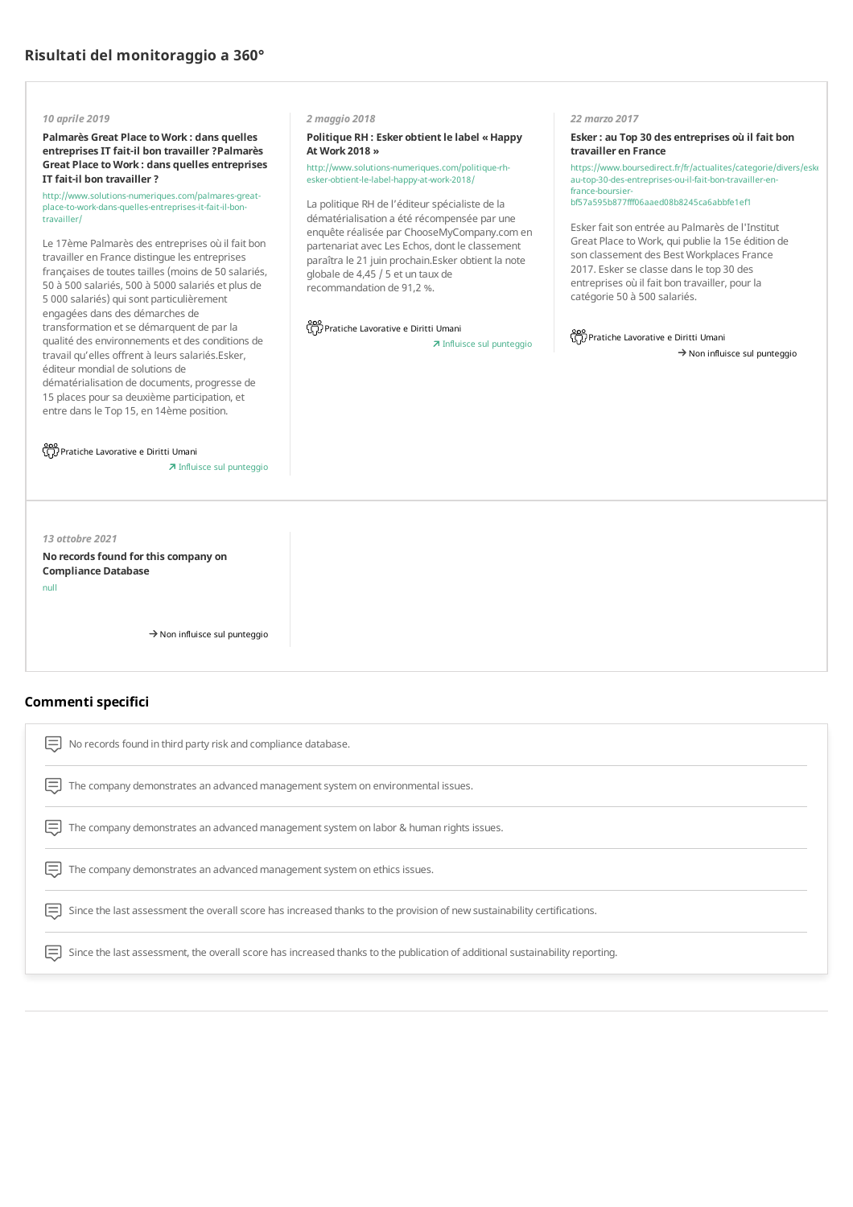## Risultati del monitoraggio a 360°

*10 aprile 2019*

**Palmarès Great Place to Work : dans quelles entreprises IT fait-il bon travailler ?Palmarès Great Place to Work : dans quelles entreprises IT fait-il bon travailler ?**

http://www.solutions-numeriques.com/palmares-great-place-to-work-dans-quelles-entreprises-it-fait-il-bon-travailler/

Le 17ème Palmarès des entreprises où il fait bon travailler en France distingue les entreprises françaises de toutes tailles (moins de 50 salariés, 50 à 500 salariés, 500 à 5000 salariés et plus de 5 000 salariés) qui sont particulièrement engagées dans des démarches de transformation et se démarquent de par la qualité des environnements et des conditions de travail qu'elles offrent à leurs salariés.Esker, éditeur mondial de solutions de dématérialisation de documents, progresse de 15 places pour sa deuxième participation, et entre dans le Top 15, en 14ème position.

Pratiche Lavorative e Diritti Umani

↗ Influisce sul punteggio

*2 maggio 2018*

**Politique RH : Esker obtient le label « Happy At Work 2018 »**

http://www.solutions-numeriques.com/politique-rh-esker-obtient-le-label-happy-at-work-2018/

La politique RH de l'éditeur spécialiste de la dématérialisation a été récompensée par une enquête réalisée par ChooseMyCompany.com en partenariat avec Les Echos, dont le classement paraîtra le 21 juin prochain.Esker obtient la note globale de 4,45 / 5 et un taux de recommandation de 91,2 %.

Pratiche Lavorative e Diritti Umani

↗ Influisce sul punteggio

*22 marzo 2017*

**Esker : au Top 30 des entreprises où il fait bon travailler en France**

https://www.boursedirect.fr/fr/actualites/categorie/divers/esker-au-top-30-des-entreprises-ou-il-fait-bon-travailler-en-france-boursier-bf57a595b877fff06aaed08b8245ca6abbfe1ef1

Esker fait son entrée au Palmarès de l'Institut Great Place to Work, qui publie la 15e édition de son classement des Best Workplaces France 2017. Esker se classe dans le top 30 des entreprises où il fait bon travailler, pour la catégorie 50 à 500 salariés.

Pratiche Lavorative e Diritti Umani

→ Non influisce sul punteggio

*13 ottobre 2021*

**No records found for this company on Compliance Database**

null

→ Non influisce sul punteggio

## Commenti specifici

- No records found in third party risk and compliance database.
- The company demonstrates an advanced management system on environmental issues.
- The company demonstrates an advanced management system on labor & human rights issues.
- The company demonstrates an advanced management system on ethics issues.
- Since the last assessment the overall score has increased thanks to the provision of new sustainability certifications.
- Since the last assessment, the overall score has increased thanks to the publication of additional sustainability reporting.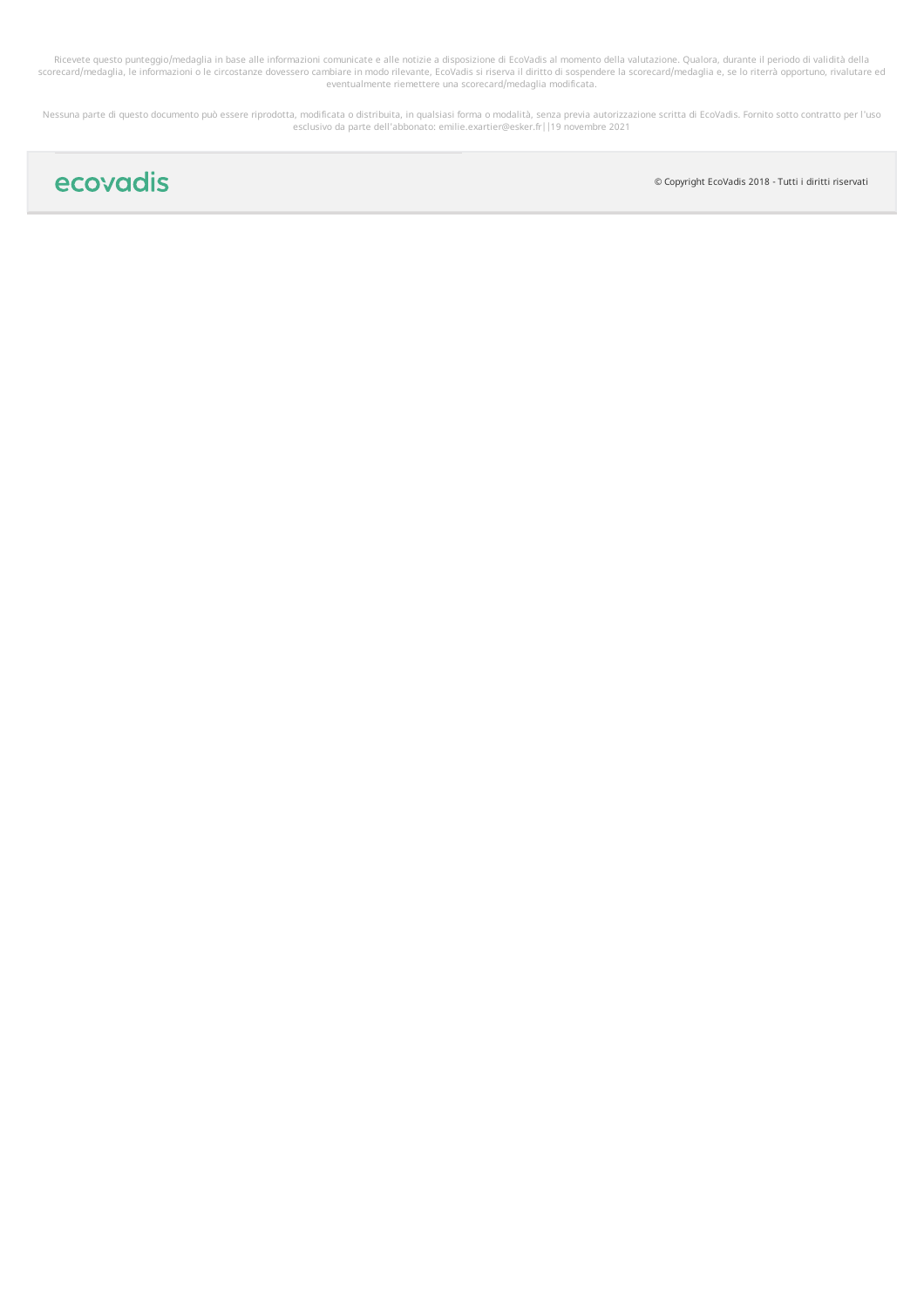Ricevete questo punteggio/medaglia in base alle informazioni comunicate e alle notizie a disposizione di EcoVadis al momento della valutazione. Qualora, durante il periodo di validità della scorecard/medaglia, le informazioni o le circostanze dovessero cambiare in modo rilevante, EcoVadis si riserva il diritto di sospendere la scorecard/medaglia e, se lo riterrà opportuno, rivalutare ed eventualmente riemettere una scorecard/medaglia modificata.

Nessuna parte di questo documento può essere riprodotta, modificata o distribuita, in qualsiasi forma o modalità, senza previa autorizzazione scritta di EcoVadis. Fornito sotto contratto per l'uso esclusivo da parte dell'abbonato: emilie.exartier@esker.fr||19 novembre 2021

ecovadis

© Copyright EcoVadis 2018 - Tutti i diritti riservati